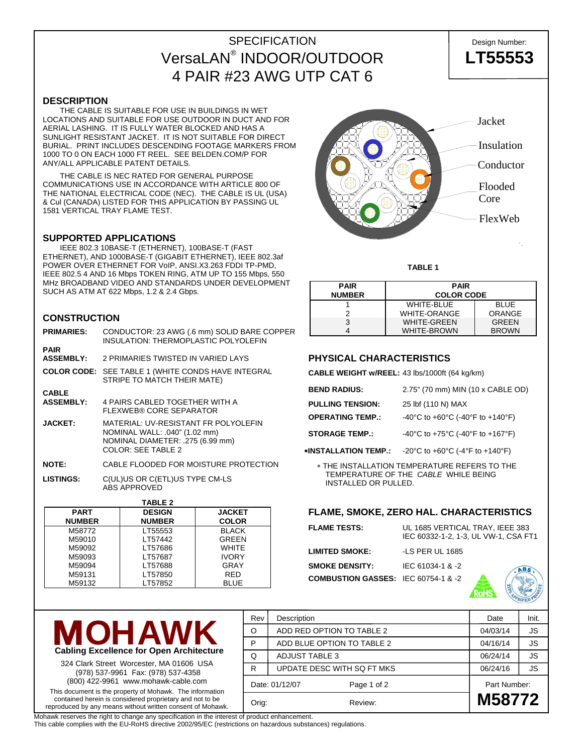# SPECIFICATION
# VersaLAN® INDOOR/OUTDOOR
# 4 PAIR #23 AWG UTP CAT 6

Design Number: **LT55553**

## DESCRIPTION

THE CABLE IS SUITABLE FOR USE IN BUILDINGS IN WET LOCATIONS AND SUITABLE FOR USE OUTDOOR IN DUCT AND FOR AERIAL LASHING. IT IS FULLY WATER BLOCKED AND HAS A SUNLIGHT RESISTANT JACKET. IT IS NOT SUITABLE FOR DIRECT BURIAL. PRINT INCLUDES DESCENDING FOOTAGE MARKERS FROM 1000 TO 0 ON EACH 1000 FT REEL. SEE BELDEN.COM/P FOR ANY/ALL APPLICABLE PATENT DETAILS.

THE CABLE IS NEC RATED FOR GENERAL PURPOSE COMMUNICATIONS USE IN ACCORDANCE WITH ARTICLE 800 OF THE NATIONAL ELECTRICAL CODE (NEC). THE CABLE IS UL (USA) & Cul (CANADA) LISTED FOR THIS APPLICATION BY PASSING UL 1581 VERTICAL TRAY FLAME TEST.

Jacket
Insulation
Conductor
Flooded Core
FlexWeb

## SUPPORTED APPLICATIONS

IEEE 802.3 10BASE-T (ETHERNET), 100BASE-T (FAST ETHERNET), AND 1000BASE-T (GIGABIT ETHERNET), IEEE 802.3af POWER OVER ETHERNET FOR VoIP, ANSI.X3.263 FDDI TP-PMD, IEEE 802.5 4 AND 16 Mbps TOKEN RING, ATM UP TO 155 Mbps, 550 MHz BROADBAND VIDEO AND STANDARDS UNDER DEVELOPMENT SUCH AS ATM AT 622 Mbps, 1.2 & 2.4 Gbps.

**TABLE 1**

| PAIR NUMBER | PAIR COLOR CODE | |
|---|---|---|
| 1 | WHITE-BLUE | BLUE |
| 2 | WHITE-ORANGE | ORANGE |
| 3 | WHITE-GREEN | GREEN |
| 4 | WHITE-BROWN | BROWN |

## CONSTRUCTION

**PRIMARIES:** CONDUCTOR: 23 AWG (.6 mm) SOLID BARE COPPER
INSULATION: THERMOPLASTIC POLYOLEFIN

**PAIR ASSEMBLY:** 2 PRIMARIES TWISTED IN VARIED LAYS

**COLOR CODE:** SEE TABLE 1 (WHITE CONDS HAVE INTEGRAL STRIPE TO MATCH THEIR MATE)

**CABLE ASSEMBLY:** 4 PAIRS CABLED TOGETHER WITH A FLEXWEB® CORE SEPARATOR

**JACKET:** MATERIAL: UV-RESISTANT FR POLYOLEFIN
NOMINAL WALL: .040" (1.02 mm)
NOMINAL DIAMETER: .275 (6.99 mm)
COLOR: SEE TABLE 2

**NOTE:** CABLE FLOODED FOR MOISTURE PROTECTION

**LISTINGS:** C(UL)US OR C(ETL)US TYPE CM-LS
ABS APPROVED

**TABLE 2**

| PART NUMBER | DESIGN NUMBER | JACKET COLOR |
|---|---|---|
| M58772 | LT55553 | BLACK |
| M59010 | LT57442 | GREEN |
| M59092 | LT57686 | WHITE |
| M59093 | LT57687 | IVORY |
| M59094 | LT57688 | GRAY |
| M59131 | LT57850 | RED |
| M59132 | LT57852 | BLUE |

## PHYSICAL CHARACTERISTICS

**CABLE WEIGHT w/REEL:** 43 lbs/1000ft (64 kg/km)

| | |
|---|---|
| **BEND RADIUS:** | 2.75" (70 mm) MIN (10 x CABLE OD) |
| **PULLING TENSION:** | 25 lbf (110 N) MAX |
| **OPERATING TEMP.:** | -40°C to +60°C (-40°F to +140°F) |
| **STORAGE TEMP.:** | -40°C to +75°C (-40°F to +167°F) |
| ∗**INSTALLATION TEMP.:** | -20°C to +60°C (-4°F to +140°F) |

∗ THE INSTALLATION TEMPERATURE REFERS TO THE TEMPERATURE OF THE *CABLE* WHILE BEING INSTALLED OR PULLED.

## FLAME, SMOKE, ZERO HAL. CHARACTERISTICS

| | |
|---|---|
| **FLAME TESTS:** | UL 1685 VERTICAL TRAY, IEEE 383 IEC 60332-1-2, 1-3, UL VW-1, CSA FT1 |
| **LIMITED SMOKE:** | -LS PER UL 1685 |
| **SMOKE DENSITY:** | IEC 61034-1 & -2 |
| **COMBUSTION GASSES:** | IEC 60754-1 & -2 |

RoHS  ABS TYPE APPROVED PRODUCT

**MOHAWK**
**Cabling Excellence for Open Architecture**

324 Clark Street Worcester, MA 01606 USA
(978) 537-9961 Fax: (978) 537-4358
(800) 422-9961 www.mohawk-cable.com

This document is the property of Mohawk. The information contained herein is considered proprietary and not to be reproduced by any means without written consent of Mohawk.

| Rev | Description | Date | Init. |
|---|---|---|---|
| O | ADD RED OPTION TO TABLE 2 | 04/03/14 | JS |
| P | ADD BLUE OPTION TO TABLE 2 | 04/16/14 | JS |
| Q | ADJUST TABLE 3 | 06/24/14 | JS |
| R | UPDATE DESC WITH SQ FT MKS | 06/24/16 | JS |

Date: 01/12/07

Orig: Review:

Part Number: **M58772**

Mohawk reserves the right to change any specification in the interest of product enhancement.
This cable complies with the EU-RoHS directive 2002/95/EC (restrictions on hazardous substances) regulations.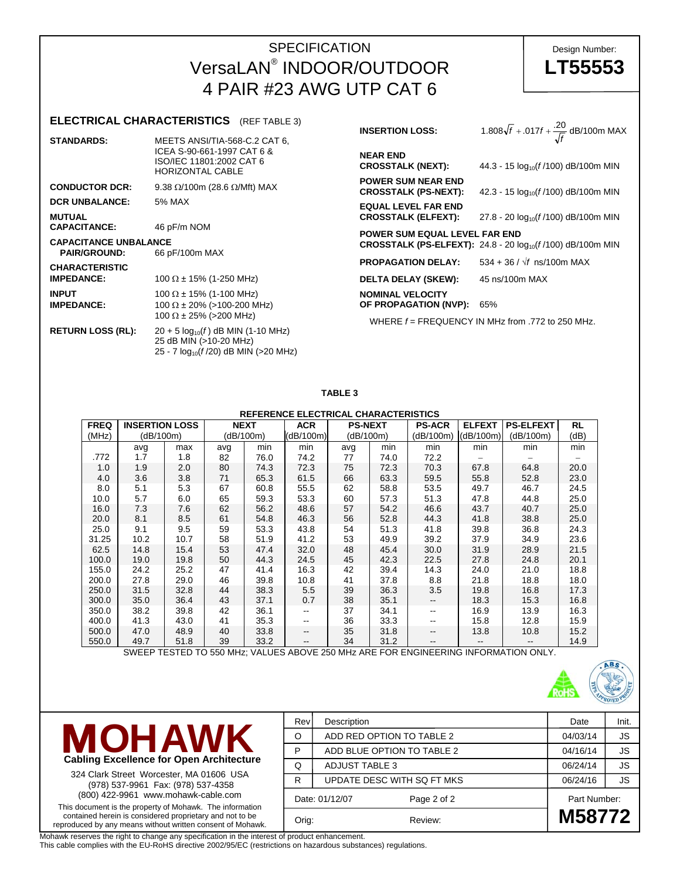# SPECIFICATION
# VersaLAN® INDOOR/OUTDOOR 4 PAIR #23 AWG UTP CAT 6

Design Number: **LT55553**

## ELECTRICAL CHARACTERISTICS (REF TABLE 3)

**STANDARDS:** MEETS ANSI/TIA-568-C.2 CAT 6, ICEA S-90-661-1997 CAT 6 & ISO/IEC 11801:2002 CAT 6 HORIZONTAL CABLE

**CONDUCTOR DCR:** 9.38 Ω/100m (28.6 Ω/Mft) MAX

**DCR UNBALANCE:** 5% MAX

**MUTUAL CAPACITANCE:** 46 pF/m NOM

**CAPACITANCE UNBALANCE PAIR/GROUND:** 66 pF/100m MAX

**CHARACTERISTIC IMPEDANCE:** 100 Ω ± 15% (1-250 MHz)

**INPUT IMPEDANCE:** 100 Ω ± 15% (1-100 MHz)
100 Ω ± 20% (>100-200 MHz)
100 Ω ± 25% (>200 MHz)

**RETURN LOSS (RL):** $20 + 5 \log_{10}(f)$ dB MIN (1-10 MHz)
25 dB MIN (>10-20 MHz)
$25 - 7 \log_{10}(f/20)$ dB MIN (>20 MHz)

**INSERTION LOSS:** $1.808\sqrt{f} + .017f + \frac{.20}{\sqrt{f}}$ dB/100m MAX

**NEAR END CROSSTALK (NEXT):** $44.3 - 15 \log_{10}(f/100)$ dB/100m MIN

**POWER SUM NEAR END CROSSTALK (PS-NEXT):** $42.3 - 15 \log_{10}(f/100)$ dB/100m MIN

**EQUAL LEVEL FAR END CROSSTALK (ELFEXT):** $27.8 - 20 \log_{10}(f/100)$ dB/100m MIN

**POWER SUM EQUAL LEVEL FAR END CROSSTALK (PS-ELFEXT):** $24.8 - 20 \log_{10}(f/100)$ dB/100m MIN

**PROPAGATION DELAY:** $534 + 36 / \sqrt{f}$ ns/100m MAX

**DELTA DELAY (SKEW):** 45 ns/100m MAX

**NOMINAL VELOCITY OF PROPAGATION (NVP):** 65%

WHERE $f$ = FREQUENCY IN MHz from .772 to 250 MHz.

### TABLE 3

**REFERENCE ELECTRICAL CHARACTERISTICS**

| FREQ (MHz) | INSERTION LOSS (dB/100m) | | NEXT (dB/100m) | | ACR (dB/100m) | PS-NEXT (dB/100m) | | PS-ACR (dB/100m) | ELFEXT (dB/100m) | PS-ELFEXT (dB/100m) | RL (dB) |
|---|---|---|---|---|---|---|---|---|---|---|---|
| | avg | max | avg | min | min | avg | min | min | min | min | min |
| .772 | 1.7 | 1.8 | 82 | 76.0 | 74.2 | 77 | 74.0 | 72.2 | – | – | – |
| 1.0 | 1.9 | 2.0 | 80 | 74.3 | 72.3 | 75 | 72.3 | 70.3 | 67.8 | 64.8 | 20.0 |
| 4.0 | 3.6 | 3.8 | 71 | 65.3 | 61.5 | 66 | 63.3 | 59.5 | 55.8 | 52.8 | 23.0 |
| 8.0 | 5.1 | 5.3 | 67 | 60.8 | 55.5 | 62 | 58.8 | 53.5 | 49.7 | 46.7 | 24.5 |
| 10.0 | 5.7 | 6.0 | 65 | 59.3 | 53.3 | 60 | 57.3 | 51.3 | 47.8 | 44.8 | 25.0 |
| 16.0 | 7.3 | 7.6 | 62 | 56.2 | 48.6 | 57 | 54.2 | 46.6 | 43.7 | 40.7 | 25.0 |
| 20.0 | 8.1 | 8.5 | 61 | 54.8 | 46.3 | 56 | 52.8 | 44.3 | 41.8 | 38.8 | 25.0 |
| 25.0 | 9.1 | 9.5 | 59 | 53.3 | 43.8 | 54 | 51.3 | 41.8 | 39.8 | 36.8 | 24.3 |
| 31.25 | 10.2 | 10.7 | 58 | 51.9 | 41.2 | 53 | 49.9 | 39.2 | 37.9 | 34.9 | 23.6 |
| 62.5 | 14.8 | 15.4 | 53 | 47.4 | 32.0 | 48 | 45.4 | 30.0 | 31.9 | 28.9 | 21.5 |
| 100.0 | 19.0 | 19.8 | 50 | 44.3 | 24.5 | 45 | 42.3 | 22.5 | 27.8 | 24.8 | 20.1 |
| 155.0 | 24.2 | 25.2 | 47 | 41.4 | 16.3 | 42 | 39.4 | 14.3 | 24.0 | 21.0 | 18.8 |
| 200.0 | 27.8 | 29.0 | 46 | 39.8 | 10.8 | 41 | 37.8 | 8.8 | 21.8 | 18.8 | 18.0 |
| 250.0 | 31.5 | 32.8 | 44 | 38.3 | 5.5 | 39 | 36.3 | 3.5 | 19.8 | 16.8 | 17.3 |
| 300.0 | 35.0 | 36.4 | 43 | 37.1 | 0.7 | 38 | 35.1 | -- | 18.3 | 15.3 | 16.8 |
| 350.0 | 38.2 | 39.8 | 42 | 36.1 | -- | 37 | 34.1 | -- | 16.9 | 13.9 | 16.3 |
| 400.0 | 41.3 | 43.0 | 41 | 35.3 | -- | 36 | 33.3 | -- | 15.8 | 12.8 | 15.9 |
| 500.0 | 47.0 | 48.9 | 40 | 33.8 | -- | 35 | 31.8 | -- | 13.8 | 10.8 | 15.2 |
| 550.0 | 49.7 | 51.8 | 39 | 33.2 | -- | 34 | 31.2 | -- | -- | -- | 14.9 |

SWEEP TESTED TO 550 MHz; VALUES ABOVE 250 MHz ARE FOR ENGINEERING INFORMATION ONLY.

**MOHAWK**
**Cabling Excellence for Open Architecture**

324 Clark Street Worcester, MA 01606 USA
(978) 537-9961 Fax: (978) 537-4358
(800) 422-9961 www.mohawk-cable.com

This document is the property of Mohawk. The information contained herein is considered proprietary and not to be reproduced by any means without written consent of Mohawk.

| Rev | Description | Date | Init. |
|---|---|---|---|
| O | ADD RED OPTION TO TABLE 2 | 04/03/14 | JS |
| P | ADD BLUE OPTION TO TABLE 2 | 04/16/14 | JS |
| Q | ADJUST TABLE 3 | 06/24/14 | JS |
| R | UPDATE DESC WITH SQ FT MKS | 06/24/16 | JS |

Date: 01/12/07

Orig: Review:

Part Number: **M58772**

Mohawk reserves the right to change any specification in the interest of product enhancement.
This cable complies with the EU-RoHS directive 2002/95/EC (restrictions on hazardous substances) regulations.